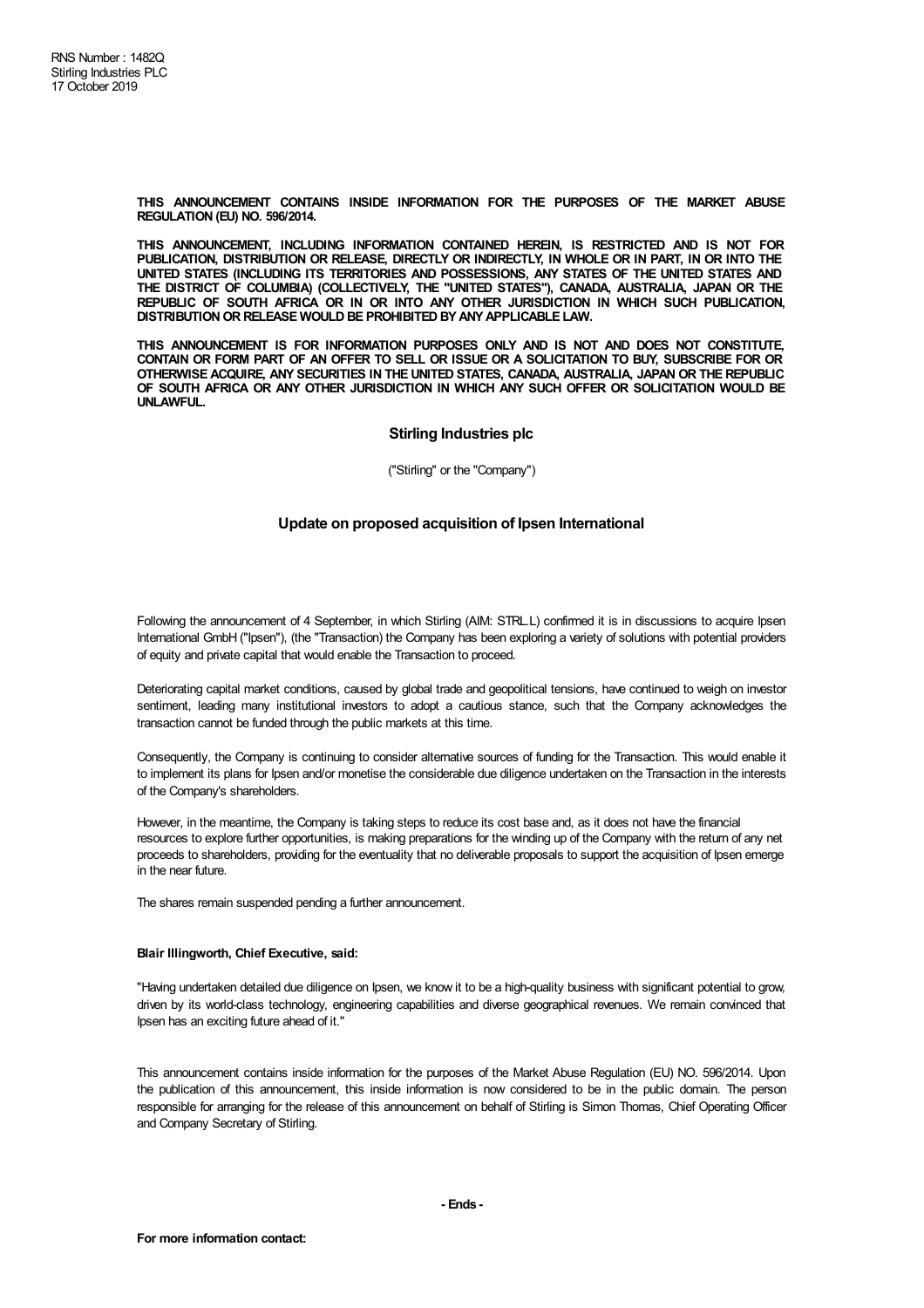RNS Number : 1482Q
Stirling Industries PLC
17 October 2019

**THIS ANNOUNCEMENT CONTAINS INSIDE INFORMATION FOR THE PURPOSES OF THE MARKET ABUSE REGULATION (EU) NO. 596/2014.**

**THIS ANNOUNCEMENT, INCLUDING INFORMATION CONTAINED HEREIN, IS RESTRICTED AND IS NOT FOR PUBLICATION, DISTRIBUTION OR RELEASE, DIRECTLY OR INDIRECTLY, IN WHOLE OR IN PART, IN OR INTO THE UNITED STATES (INCLUDING ITS TERRITORIES AND POSSESSIONS, ANY STATES OF THE UNITED STATES AND THE DISTRICT OF COLUMBIA) (COLLECTIVELY, THE "UNITED STATES"), CANADA, AUSTRALIA, JAPAN OR THE REPUBLIC OF SOUTH AFRICA OR IN OR INTO ANY OTHER JURISDICTION IN WHICH SUCH PUBLICATION, DISTRIBUTION OR RELEASE WOULD BE PROHIBITED BY ANY APPLICABLE LAW.**

**THIS ANNOUNCEMENT IS FOR INFORMATION PURPOSES ONLY AND IS NOT AND DOES NOT CONSTITUTE, CONTAIN OR FORM PART OF AN OFFER TO SELL OR ISSUE OR A SOLICITATION TO BUY, SUBSCRIBE FOR OR OTHERWISE ACQUIRE, ANY SECURITIES IN THE UNITED STATES, CANADA, AUSTRALIA, JAPAN OR THE REPUBLIC OF SOUTH AFRICA OR ANY OTHER JURISDICTION IN WHICH ANY SUCH OFFER OR SOLICITATION WOULD BE UNLAWFUL.**

## Stirling Industries plc

("Stirling" or the "Company")

## Update on proposed acquisition of Ipsen International

Following the announcement of 4 September, in which Stirling (AIM: STRL.L) confirmed it is in discussions to acquire Ipsen International GmbH ("Ipsen"), (the "Transaction) the Company has been exploring a variety of solutions with potential providers of equity and private capital that would enable the Transaction to proceed.

Deteriorating capital market conditions, caused by global trade and geopolitical tensions, have continued to weigh on investor sentiment, leading many institutional investors to adopt a cautious stance, such that the Company acknowledges the transaction cannot be funded through the public markets at this time.

Consequently, the Company is continuing to consider alternative sources of funding for the Transaction. This would enable it to implement its plans for Ipsen and/or monetise the considerable due diligence undertaken on the Transaction in the interests of the Company's shareholders.

However, in the meantime, the Company is taking steps to reduce its cost base and, as it does not have the financial resources to explore further opportunities, is making preparations for the winding up of the Company with the return of any net proceeds to shareholders, providing for the eventuality that no deliverable proposals to support the acquisition of Ipsen emerge in the near future.

The shares remain suspended pending a further announcement.

**Blair Illingworth, Chief Executive, said:**

"Having undertaken detailed due diligence on Ipsen, we know it to be a high-quality business with significant potential to grow, driven by its world-class technology, engineering capabilities and diverse geographical revenues. We remain convinced that Ipsen has an exciting future ahead of it."

This announcement contains inside information for the purposes of the Market Abuse Regulation (EU) NO. 596/2014. Upon the publication of this announcement, this inside information is now considered to be in the public domain. The person responsible for arranging for the release of this announcement on behalf of Stirling is Simon Thomas, Chief Operating Officer and Company Secretary of Stirling.

**- Ends -**

**For more information contact:**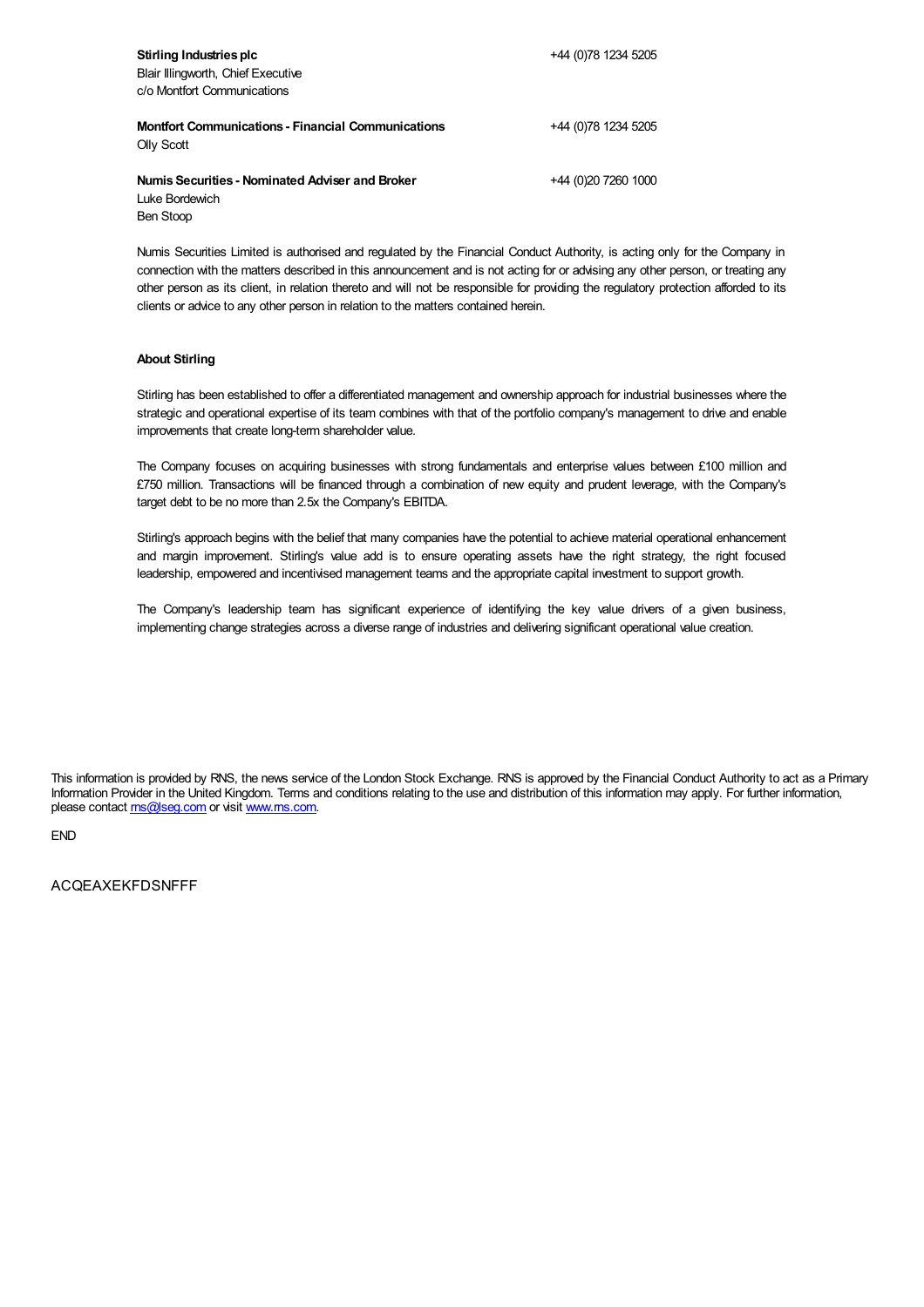| | |
|---|---|
| **Stirling Industries plc**<br>Blair Illingworth, Chief Executive<br>c/o Montfort Communications | +44 (0)78 1234 5205 |
| **Montfort Communications - Financial Communications**<br>Olly Scott | +44 (0)78 1234 5205 |
| **Numis Securities - Nominated Adviser and Broker**<br>Luke Bordewich<br>Ben Stoop | +44 (0)20 7260 1000 |

Numis Securities Limited is authorised and regulated by the Financial Conduct Authority, is acting only for the Company in connection with the matters described in this announcement and is not acting for or advising any other person, or treating any other person as its client, in relation thereto and will not be responsible for providing the regulatory protection afforded to its clients or advice to any other person in relation to the matters contained herein.

**About Stirling**

Stirling has been established to offer a differentiated management and ownership approach for industrial businesses where the strategic and operational expertise of its team combines with that of the portfolio company's management to drive and enable improvements that create long-term shareholder value.

The Company focuses on acquiring businesses with strong fundamentals and enterprise values between £100 million and £750 million. Transactions will be financed through a combination of new equity and prudent leverage, with the Company's target debt to be no more than 2.5x the Company's EBITDA.

Stirling's approach begins with the belief that many companies have the potential to achieve material operational enhancement and margin improvement. Stirling's value add is to ensure operating assets have the right strategy, the right focused leadership, empowered and incentivised management teams and the appropriate capital investment to support growth.

The Company's leadership team has significant experience of identifying the key value drivers of a given business, implementing change strategies across a diverse range of industries and delivering significant operational value creation.

This information is provided by RNS, the news service of the London Stock Exchange. RNS is approved by the Financial Conduct Authority to act as a Primary Information Provider in the United Kingdom. Terms and conditions relating to the use and distribution of this information may apply. For further information, please contact rns@lseg.com or visit www.rns.com.

END

ACQEAXEKFDSNFFF